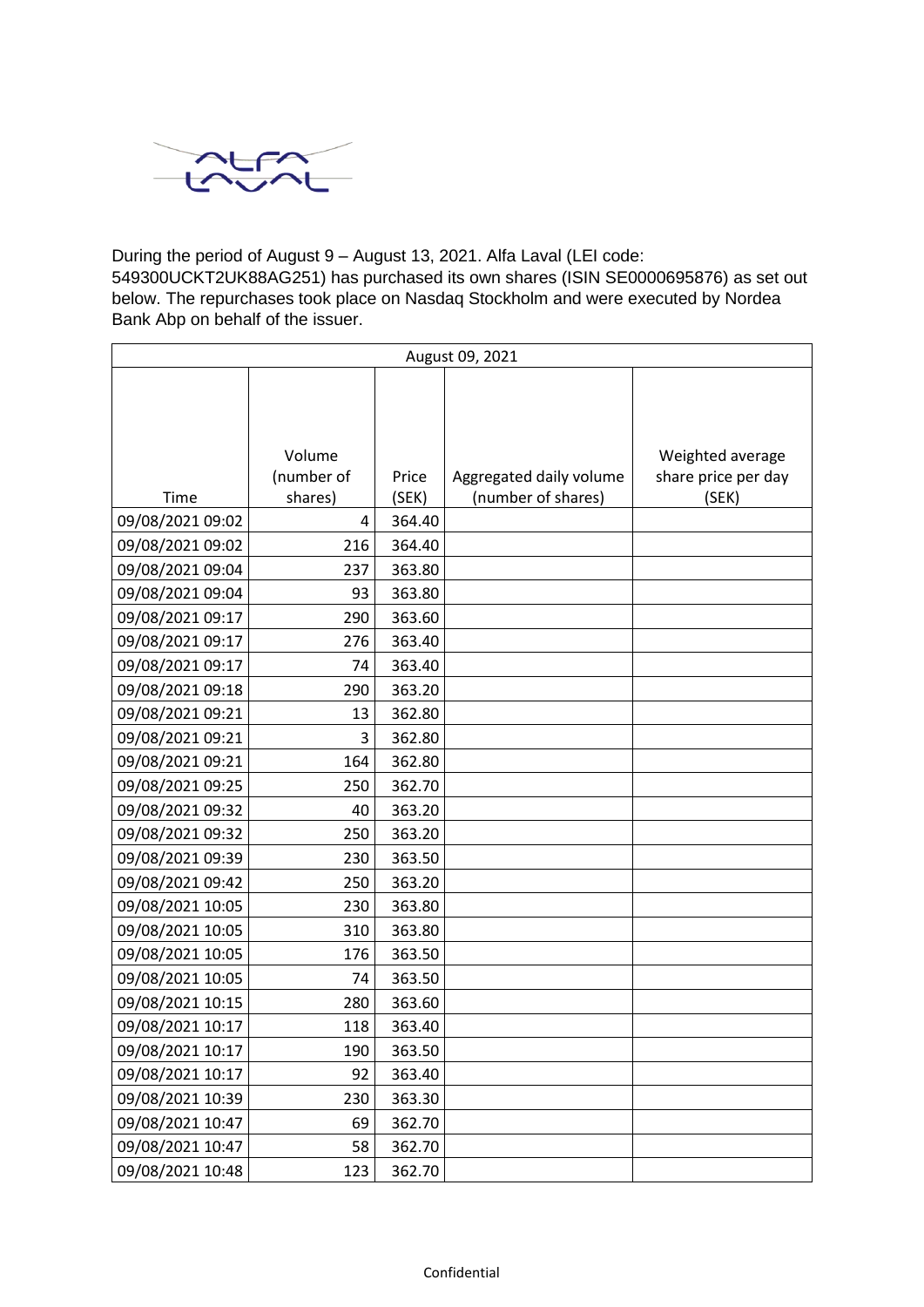During the period of August 9 – August 13, 2021. Alfa Laval (LEI code: 549300UCKT2UK88AG251) has purchased its own shares (ISIN SE0000695876) as set out below. The repurchases took place on Nasdaq Stockholm and were executed by Nordea Bank Abp on behalf of the issuer.

| August 09, 2021 | | | | |
|---|---|---|---|---|
| Time | Volume (number of shares) | Price (SEK) | Aggregated daily volume (number of shares) | Weighted average share price per day (SEK) |
| 09/08/2021 09:02 | 4 | 364.40 | | |
| 09/08/2021 09:02 | 216 | 364.40 | | |
| 09/08/2021 09:04 | 237 | 363.80 | | |
| 09/08/2021 09:04 | 93 | 363.80 | | |
| 09/08/2021 09:17 | 290 | 363.60 | | |
| 09/08/2021 09:17 | 276 | 363.40 | | |
| 09/08/2021 09:17 | 74 | 363.40 | | |
| 09/08/2021 09:18 | 290 | 363.20 | | |
| 09/08/2021 09:21 | 13 | 362.80 | | |
| 09/08/2021 09:21 | 3 | 362.80 | | |
| 09/08/2021 09:21 | 164 | 362.80 | | |
| 09/08/2021 09:25 | 250 | 362.70 | | |
| 09/08/2021 09:32 | 40 | 363.20 | | |
| 09/08/2021 09:32 | 250 | 363.20 | | |
| 09/08/2021 09:39 | 230 | 363.50 | | |
| 09/08/2021 09:42 | 250 | 363.20 | | |
| 09/08/2021 10:05 | 230 | 363.80 | | |
| 09/08/2021 10:05 | 310 | 363.80 | | |
| 09/08/2021 10:05 | 176 | 363.50 | | |
| 09/08/2021 10:05 | 74 | 363.50 | | |
| 09/08/2021 10:15 | 280 | 363.60 | | |
| 09/08/2021 10:17 | 118 | 363.40 | | |
| 09/08/2021 10:17 | 190 | 363.50 | | |
| 09/08/2021 10:17 | 92 | 363.40 | | |
| 09/08/2021 10:39 | 230 | 363.30 | | |
| 09/08/2021 10:47 | 69 | 362.70 | | |
| 09/08/2021 10:47 | 58 | 362.70 | | |
| 09/08/2021 10:48 | 123 | 362.70 | | |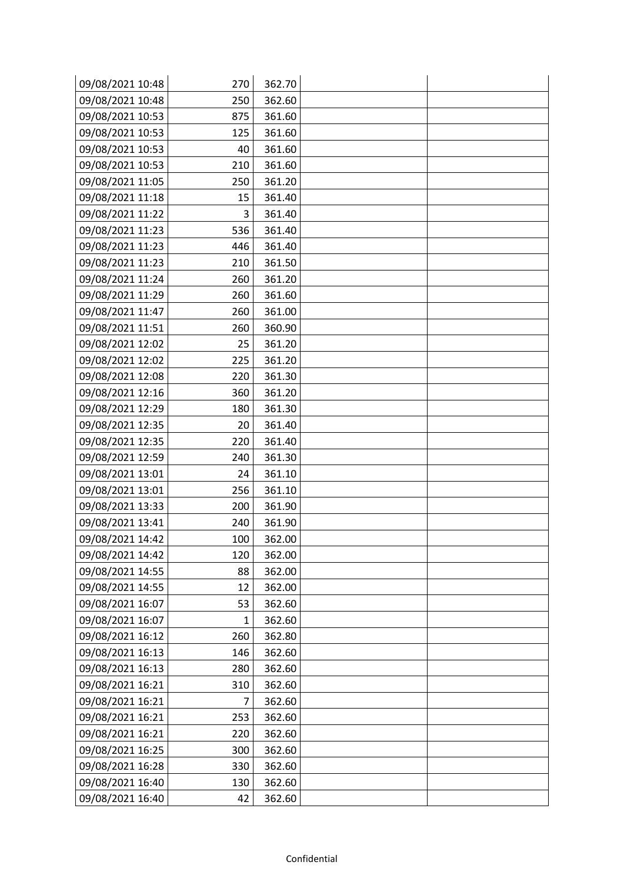| | | | | |
|---|---|---|---|---|
| 09/08/2021 10:48 | 270 | 362.70 | | |
| 09/08/2021 10:48 | 250 | 362.60 | | |
| 09/08/2021 10:53 | 875 | 361.60 | | |
| 09/08/2021 10:53 | 125 | 361.60 | | |
| 09/08/2021 10:53 | 40 | 361.60 | | |
| 09/08/2021 10:53 | 210 | 361.60 | | |
| 09/08/2021 11:05 | 250 | 361.20 | | |
| 09/08/2021 11:18 | 15 | 361.40 | | |
| 09/08/2021 11:22 | 3 | 361.40 | | |
| 09/08/2021 11:23 | 536 | 361.40 | | |
| 09/08/2021 11:23 | 446 | 361.40 | | |
| 09/08/2021 11:23 | 210 | 361.50 | | |
| 09/08/2021 11:24 | 260 | 361.20 | | |
| 09/08/2021 11:29 | 260 | 361.60 | | |
| 09/08/2021 11:47 | 260 | 361.00 | | |
| 09/08/2021 11:51 | 260 | 360.90 | | |
| 09/08/2021 12:02 | 25 | 361.20 | | |
| 09/08/2021 12:02 | 225 | 361.20 | | |
| 09/08/2021 12:08 | 220 | 361.30 | | |
| 09/08/2021 12:16 | 360 | 361.20 | | |
| 09/08/2021 12:29 | 180 | 361.30 | | |
| 09/08/2021 12:35 | 20 | 361.40 | | |
| 09/08/2021 12:35 | 220 | 361.40 | | |
| 09/08/2021 12:59 | 240 | 361.30 | | |
| 09/08/2021 13:01 | 24 | 361.10 | | |
| 09/08/2021 13:01 | 256 | 361.10 | | |
| 09/08/2021 13:33 | 200 | 361.90 | | |
| 09/08/2021 13:41 | 240 | 361.90 | | |
| 09/08/2021 14:42 | 100 | 362.00 | | |
| 09/08/2021 14:42 | 120 | 362.00 | | |
| 09/08/2021 14:55 | 88 | 362.00 | | |
| 09/08/2021 14:55 | 12 | 362.00 | | |
| 09/08/2021 16:07 | 53 | 362.60 | | |
| 09/08/2021 16:07 | 1 | 362.60 | | |
| 09/08/2021 16:12 | 260 | 362.80 | | |
| 09/08/2021 16:13 | 146 | 362.60 | | |
| 09/08/2021 16:13 | 280 | 362.60 | | |
| 09/08/2021 16:21 | 310 | 362.60 | | |
| 09/08/2021 16:21 | 7 | 362.60 | | |
| 09/08/2021 16:21 | 253 | 362.60 | | |
| 09/08/2021 16:21 | 220 | 362.60 | | |
| 09/08/2021 16:25 | 300 | 362.60 | | |
| 09/08/2021 16:28 | 330 | 362.60 | | |
| 09/08/2021 16:40 | 130 | 362.60 | | |
| 09/08/2021 16:40 | 42 | 362.60 | | |

Confidential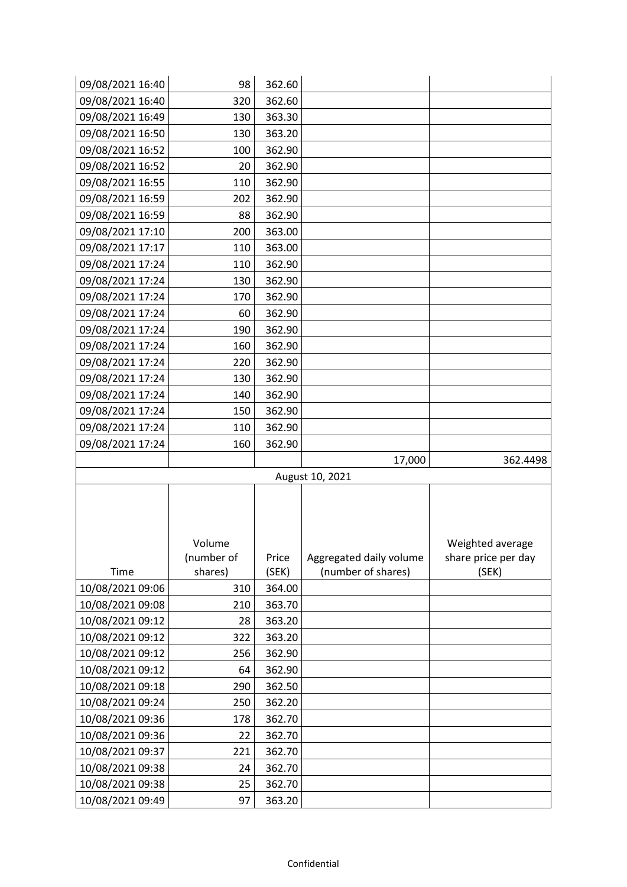| | | | | |
|---|---|---|---|---|
| 09/08/2021 16:40 | 98 | 362.60 | | |
| 09/08/2021 16:40 | 320 | 362.60 | | |
| 09/08/2021 16:49 | 130 | 363.30 | | |
| 09/08/2021 16:50 | 130 | 363.20 | | |
| 09/08/2021 16:52 | 100 | 362.90 | | |
| 09/08/2021 16:52 | 20 | 362.90 | | |
| 09/08/2021 16:55 | 110 | 362.90 | | |
| 09/08/2021 16:59 | 202 | 362.90 | | |
| 09/08/2021 16:59 | 88 | 362.90 | | |
| 09/08/2021 17:10 | 200 | 363.00 | | |
| 09/08/2021 17:17 | 110 | 363.00 | | |
| 09/08/2021 17:24 | 110 | 362.90 | | |
| 09/08/2021 17:24 | 130 | 362.90 | | |
| 09/08/2021 17:24 | 170 | 362.90 | | |
| 09/08/2021 17:24 | 60 | 362.90 | | |
| 09/08/2021 17:24 | 190 | 362.90 | | |
| 09/08/2021 17:24 | 160 | 362.90 | | |
| 09/08/2021 17:24 | 220 | 362.90 | | |
| 09/08/2021 17:24 | 130 | 362.90 | | |
| 09/08/2021 17:24 | 140 | 362.90 | | |
| 09/08/2021 17:24 | 150 | 362.90 | | |
| 09/08/2021 17:24 | 110 | 362.90 | | |
| 09/08/2021 17:24 | 160 | 362.90 | | |
| | | | 17,000 | 362.4498 |

August 10, 2021

| Time | Volume (number of shares) | Price (SEK) | Aggregated daily volume (number of shares) | Weighted average share price per day (SEK) |
|---|---|---|---|---|
| 10/08/2021 09:06 | 310 | 364.00 | | |
| 10/08/2021 09:08 | 210 | 363.70 | | |
| 10/08/2021 09:12 | 28 | 363.20 | | |
| 10/08/2021 09:12 | 322 | 363.20 | | |
| 10/08/2021 09:12 | 256 | 362.90 | | |
| 10/08/2021 09:12 | 64 | 362.90 | | |
| 10/08/2021 09:18 | 290 | 362.50 | | |
| 10/08/2021 09:24 | 250 | 362.20 | | |
| 10/08/2021 09:36 | 178 | 362.70 | | |
| 10/08/2021 09:36 | 22 | 362.70 | | |
| 10/08/2021 09:37 | 221 | 362.70 | | |
| 10/08/2021 09:38 | 24 | 362.70 | | |
| 10/08/2021 09:38 | 25 | 362.70 | | |
| 10/08/2021 09:49 | 97 | 363.20 | | |

Confidential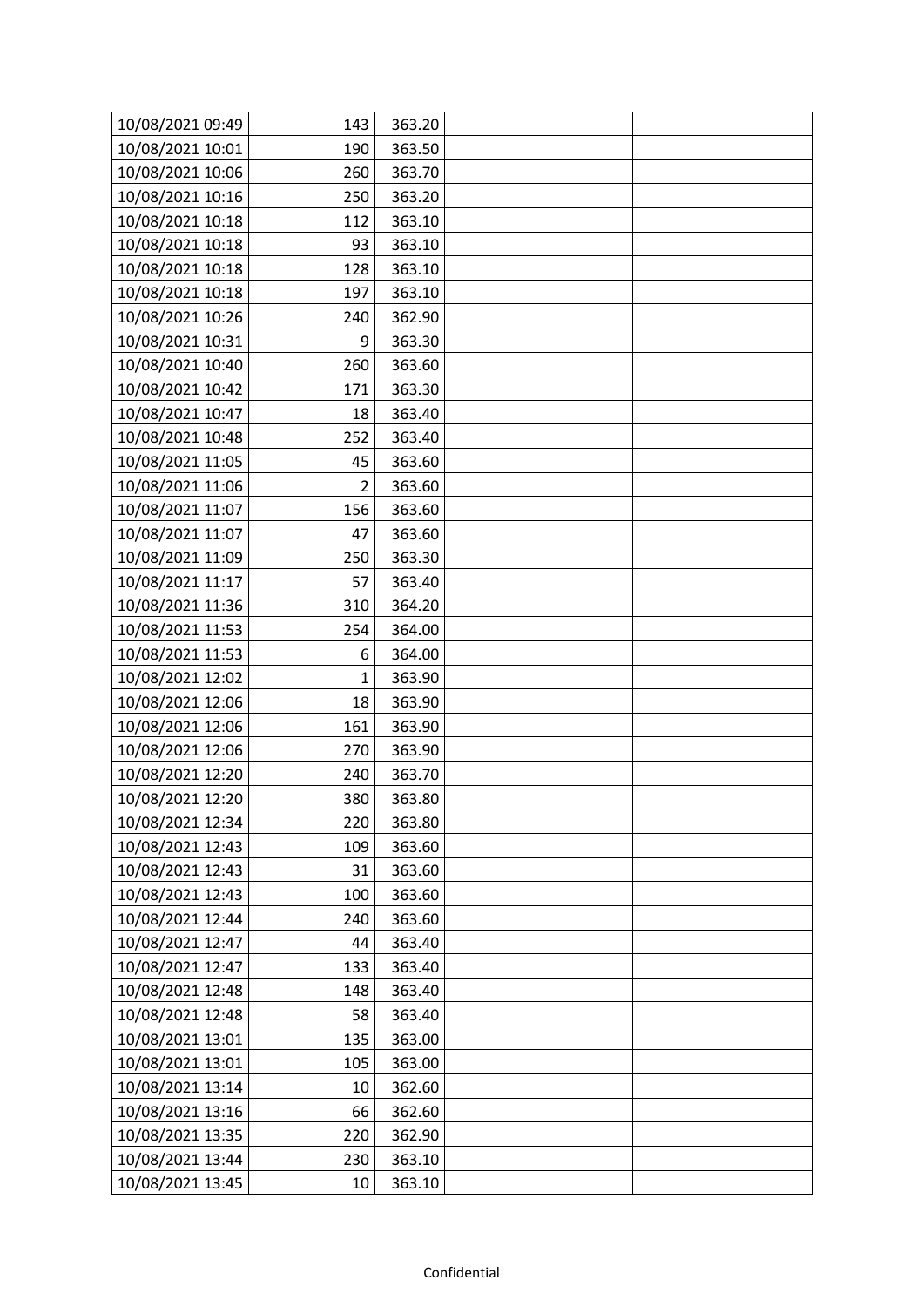| | | | | |
|---|---|---|---|---|
| 10/08/2021 09:49 | 143 | 363.20 | | |
| 10/08/2021 10:01 | 190 | 363.50 | | |
| 10/08/2021 10:06 | 260 | 363.70 | | |
| 10/08/2021 10:16 | 250 | 363.20 | | |
| 10/08/2021 10:18 | 112 | 363.10 | | |
| 10/08/2021 10:18 | 93 | 363.10 | | |
| 10/08/2021 10:18 | 128 | 363.10 | | |
| 10/08/2021 10:18 | 197 | 363.10 | | |
| 10/08/2021 10:26 | 240 | 362.90 | | |
| 10/08/2021 10:31 | 9 | 363.30 | | |
| 10/08/2021 10:40 | 260 | 363.60 | | |
| 10/08/2021 10:42 | 171 | 363.30 | | |
| 10/08/2021 10:47 | 18 | 363.40 | | |
| 10/08/2021 10:48 | 252 | 363.40 | | |
| 10/08/2021 11:05 | 45 | 363.60 | | |
| 10/08/2021 11:06 | 2 | 363.60 | | |
| 10/08/2021 11:07 | 156 | 363.60 | | |
| 10/08/2021 11:07 | 47 | 363.60 | | |
| 10/08/2021 11:09 | 250 | 363.30 | | |
| 10/08/2021 11:17 | 57 | 363.40 | | |
| 10/08/2021 11:36 | 310 | 364.20 | | |
| 10/08/2021 11:53 | 254 | 364.00 | | |
| 10/08/2021 11:53 | 6 | 364.00 | | |
| 10/08/2021 12:02 | 1 | 363.90 | | |
| 10/08/2021 12:06 | 18 | 363.90 | | |
| 10/08/2021 12:06 | 161 | 363.90 | | |
| 10/08/2021 12:06 | 270 | 363.90 | | |
| 10/08/2021 12:20 | 240 | 363.70 | | |
| 10/08/2021 12:20 | 380 | 363.80 | | |
| 10/08/2021 12:34 | 220 | 363.80 | | |
| 10/08/2021 12:43 | 109 | 363.60 | | |
| 10/08/2021 12:43 | 31 | 363.60 | | |
| 10/08/2021 12:43 | 100 | 363.60 | | |
| 10/08/2021 12:44 | 240 | 363.60 | | |
| 10/08/2021 12:47 | 44 | 363.40 | | |
| 10/08/2021 12:47 | 133 | 363.40 | | |
| 10/08/2021 12:48 | 148 | 363.40 | | |
| 10/08/2021 12:48 | 58 | 363.40 | | |
| 10/08/2021 13:01 | 135 | 363.00 | | |
| 10/08/2021 13:01 | 105 | 363.00 | | |
| 10/08/2021 13:14 | 10 | 362.60 | | |
| 10/08/2021 13:16 | 66 | 362.60 | | |
| 10/08/2021 13:35 | 220 | 362.90 | | |
| 10/08/2021 13:44 | 230 | 363.10 | | |
| 10/08/2021 13:45 | 10 | 363.10 | | |

Confidential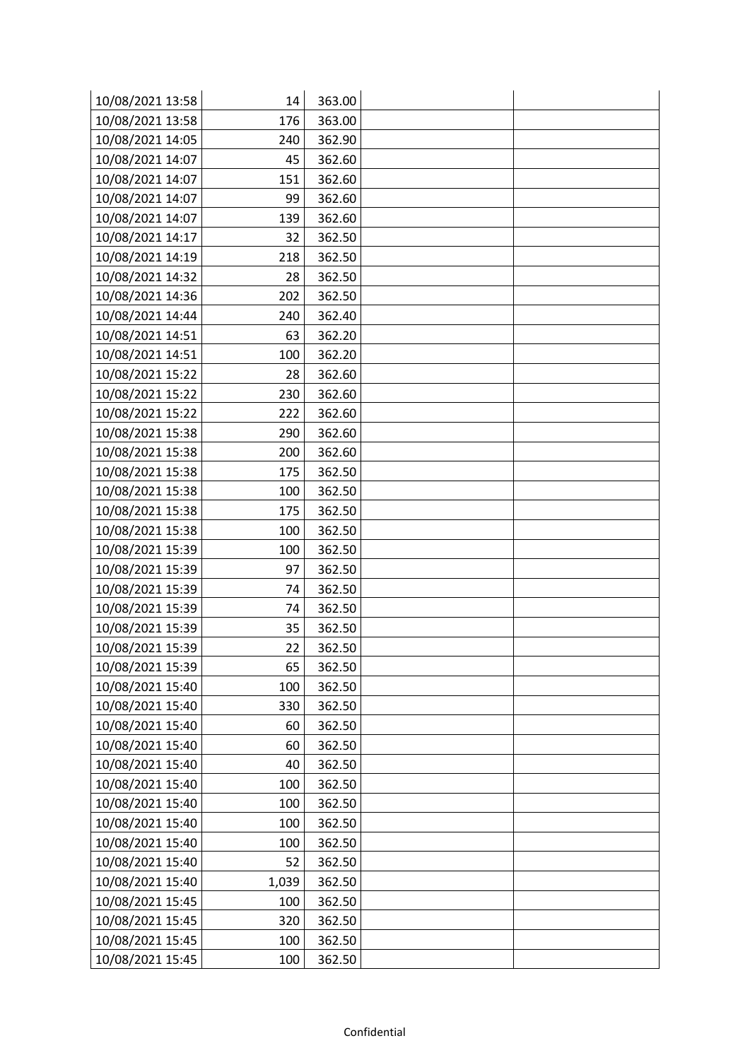| | | | | |
|---|---|---|---|---|
| 10/08/2021 13:58 | 14 | 363.00 | | |
| 10/08/2021 13:58 | 176 | 363.00 | | |
| 10/08/2021 14:05 | 240 | 362.90 | | |
| 10/08/2021 14:07 | 45 | 362.60 | | |
| 10/08/2021 14:07 | 151 | 362.60 | | |
| 10/08/2021 14:07 | 99 | 362.60 | | |
| 10/08/2021 14:07 | 139 | 362.60 | | |
| 10/08/2021 14:17 | 32 | 362.50 | | |
| 10/08/2021 14:19 | 218 | 362.50 | | |
| 10/08/2021 14:32 | 28 | 362.50 | | |
| 10/08/2021 14:36 | 202 | 362.50 | | |
| 10/08/2021 14:44 | 240 | 362.40 | | |
| 10/08/2021 14:51 | 63 | 362.20 | | |
| 10/08/2021 14:51 | 100 | 362.20 | | |
| 10/08/2021 15:22 | 28 | 362.60 | | |
| 10/08/2021 15:22 | 230 | 362.60 | | |
| 10/08/2021 15:22 | 222 | 362.60 | | |
| 10/08/2021 15:38 | 290 | 362.60 | | |
| 10/08/2021 15:38 | 200 | 362.60 | | |
| 10/08/2021 15:38 | 175 | 362.50 | | |
| 10/08/2021 15:38 | 100 | 362.50 | | |
| 10/08/2021 15:38 | 175 | 362.50 | | |
| 10/08/2021 15:38 | 100 | 362.50 | | |
| 10/08/2021 15:39 | 100 | 362.50 | | |
| 10/08/2021 15:39 | 97 | 362.50 | | |
| 10/08/2021 15:39 | 74 | 362.50 | | |
| 10/08/2021 15:39 | 74 | 362.50 | | |
| 10/08/2021 15:39 | 35 | 362.50 | | |
| 10/08/2021 15:39 | 22 | 362.50 | | |
| 10/08/2021 15:39 | 65 | 362.50 | | |
| 10/08/2021 15:40 | 100 | 362.50 | | |
| 10/08/2021 15:40 | 330 | 362.50 | | |
| 10/08/2021 15:40 | 60 | 362.50 | | |
| 10/08/2021 15:40 | 60 | 362.50 | | |
| 10/08/2021 15:40 | 40 | 362.50 | | |
| 10/08/2021 15:40 | 100 | 362.50 | | |
| 10/08/2021 15:40 | 100 | 362.50 | | |
| 10/08/2021 15:40 | 100 | 362.50 | | |
| 10/08/2021 15:40 | 100 | 362.50 | | |
| 10/08/2021 15:40 | 52 | 362.50 | | |
| 10/08/2021 15:40 | 1,039 | 362.50 | | |
| 10/08/2021 15:45 | 100 | 362.50 | | |
| 10/08/2021 15:45 | 320 | 362.50 | | |
| 10/08/2021 15:45 | 100 | 362.50 | | |
| 10/08/2021 15:45 | 100 | 362.50 | | |

Confidential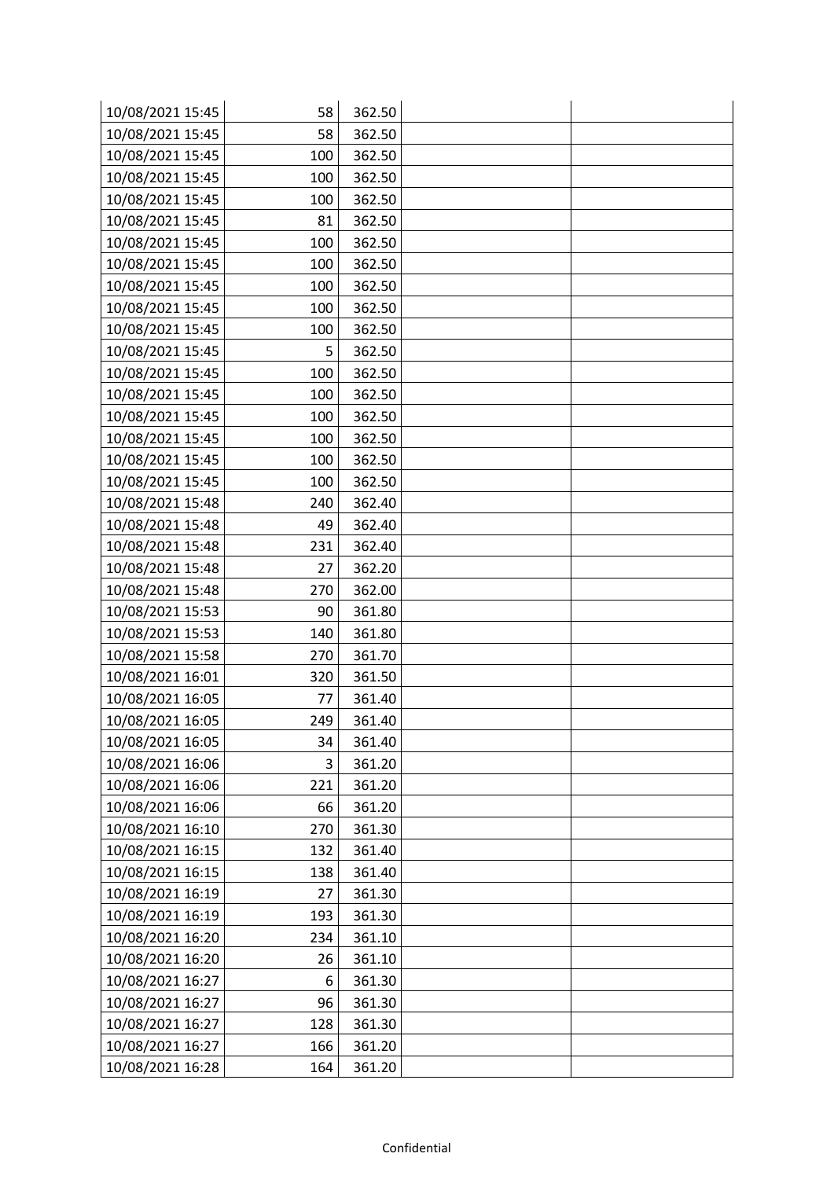| | | | | |
|---|---|---|---|---|
| 10/08/2021 15:45 | 58 | 362.50 | | |
| 10/08/2021 15:45 | 58 | 362.50 | | |
| 10/08/2021 15:45 | 100 | 362.50 | | |
| 10/08/2021 15:45 | 100 | 362.50 | | |
| 10/08/2021 15:45 | 100 | 362.50 | | |
| 10/08/2021 15:45 | 81 | 362.50 | | |
| 10/08/2021 15:45 | 100 | 362.50 | | |
| 10/08/2021 15:45 | 100 | 362.50 | | |
| 10/08/2021 15:45 | 100 | 362.50 | | |
| 10/08/2021 15:45 | 100 | 362.50 | | |
| 10/08/2021 15:45 | 100 | 362.50 | | |
| 10/08/2021 15:45 | 5 | 362.50 | | |
| 10/08/2021 15:45 | 100 | 362.50 | | |
| 10/08/2021 15:45 | 100 | 362.50 | | |
| 10/08/2021 15:45 | 100 | 362.50 | | |
| 10/08/2021 15:45 | 100 | 362.50 | | |
| 10/08/2021 15:45 | 100 | 362.50 | | |
| 10/08/2021 15:45 | 100 | 362.50 | | |
| 10/08/2021 15:48 | 240 | 362.40 | | |
| 10/08/2021 15:48 | 49 | 362.40 | | |
| 10/08/2021 15:48 | 231 | 362.40 | | |
| 10/08/2021 15:48 | 27 | 362.20 | | |
| 10/08/2021 15:48 | 270 | 362.00 | | |
| 10/08/2021 15:53 | 90 | 361.80 | | |
| 10/08/2021 15:53 | 140 | 361.80 | | |
| 10/08/2021 15:58 | 270 | 361.70 | | |
| 10/08/2021 16:01 | 320 | 361.50 | | |
| 10/08/2021 16:05 | 77 | 361.40 | | |
| 10/08/2021 16:05 | 249 | 361.40 | | |
| 10/08/2021 16:05 | 34 | 361.40 | | |
| 10/08/2021 16:06 | 3 | 361.20 | | |
| 10/08/2021 16:06 | 221 | 361.20 | | |
| 10/08/2021 16:06 | 66 | 361.20 | | |
| 10/08/2021 16:10 | 270 | 361.30 | | |
| 10/08/2021 16:15 | 132 | 361.40 | | |
| 10/08/2021 16:15 | 138 | 361.40 | | |
| 10/08/2021 16:19 | 27 | 361.30 | | |
| 10/08/2021 16:19 | 193 | 361.30 | | |
| 10/08/2021 16:20 | 234 | 361.10 | | |
| 10/08/2021 16:20 | 26 | 361.10 | | |
| 10/08/2021 16:27 | 6 | 361.30 | | |
| 10/08/2021 16:27 | 96 | 361.30 | | |
| 10/08/2021 16:27 | 128 | 361.30 | | |
| 10/08/2021 16:27 | 166 | 361.20 | | |
| 10/08/2021 16:28 | 164 | 361.20 | | |

Confidential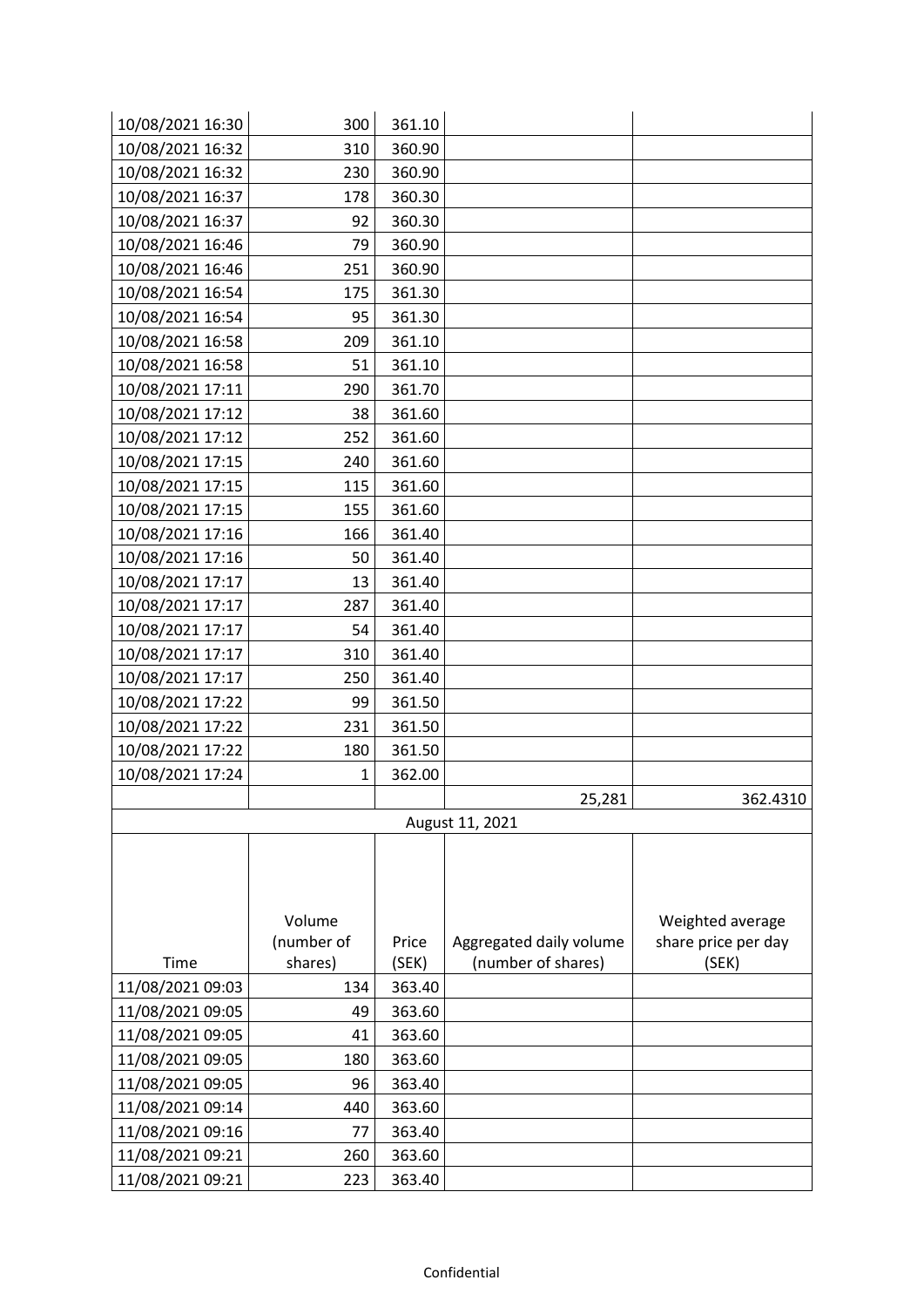| | | | | |
|---|---|---|---|---|
| 10/08/2021 16:30 | 300 | 361.10 | | |
| 10/08/2021 16:32 | 310 | 360.90 | | |
| 10/08/2021 16:32 | 230 | 360.90 | | |
| 10/08/2021 16:37 | 178 | 360.30 | | |
| 10/08/2021 16:37 | 92 | 360.30 | | |
| 10/08/2021 16:46 | 79 | 360.90 | | |
| 10/08/2021 16:46 | 251 | 360.90 | | |
| 10/08/2021 16:54 | 175 | 361.30 | | |
| 10/08/2021 16:54 | 95 | 361.30 | | |
| 10/08/2021 16:58 | 209 | 361.10 | | |
| 10/08/2021 16:58 | 51 | 361.10 | | |
| 10/08/2021 17:11 | 290 | 361.70 | | |
| 10/08/2021 17:12 | 38 | 361.60 | | |
| 10/08/2021 17:12 | 252 | 361.60 | | |
| 10/08/2021 17:15 | 240 | 361.60 | | |
| 10/08/2021 17:15 | 115 | 361.60 | | |
| 10/08/2021 17:15 | 155 | 361.60 | | |
| 10/08/2021 17:16 | 166 | 361.40 | | |
| 10/08/2021 17:16 | 50 | 361.40 | | |
| 10/08/2021 17:17 | 13 | 361.40 | | |
| 10/08/2021 17:17 | 287 | 361.40 | | |
| 10/08/2021 17:17 | 54 | 361.40 | | |
| 10/08/2021 17:17 | 310 | 361.40 | | |
| 10/08/2021 17:17 | 250 | 361.40 | | |
| 10/08/2021 17:22 | 99 | 361.50 | | |
| 10/08/2021 17:22 | 231 | 361.50 | | |
| 10/08/2021 17:22 | 180 | 361.50 | | |
| 10/08/2021 17:24 | 1 | 362.00 | | |
| | | | 25,281 | 362.4310 |

August 11, 2021

| Time | Volume (number of shares) | Price (SEK) | Aggregated daily volume (number of shares) | Weighted average share price per day (SEK) |
|---|---|---|---|---|
| 11/08/2021 09:03 | 134 | 363.40 | | |
| 11/08/2021 09:05 | 49 | 363.60 | | |
| 11/08/2021 09:05 | 41 | 363.60 | | |
| 11/08/2021 09:05 | 180 | 363.60 | | |
| 11/08/2021 09:05 | 96 | 363.40 | | |
| 11/08/2021 09:14 | 440 | 363.60 | | |
| 11/08/2021 09:16 | 77 | 363.40 | | |
| 11/08/2021 09:21 | 260 | 363.60 | | |
| 11/08/2021 09:21 | 223 | 363.40 | | |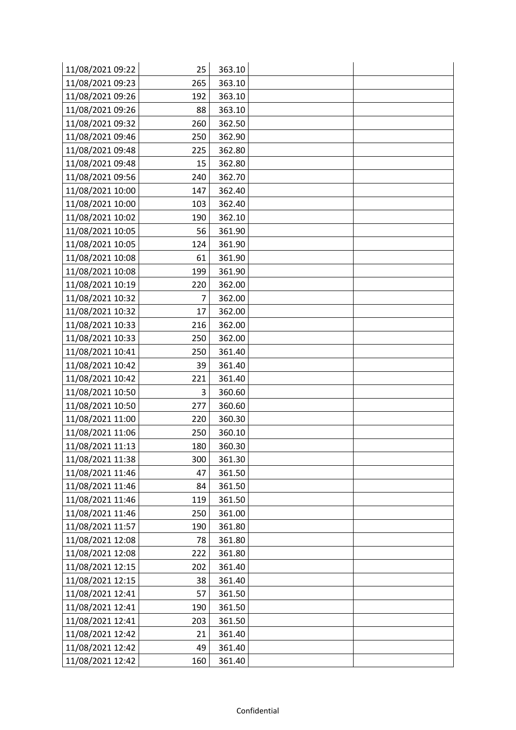| | | | | |
|---|---|---|---|---|
| 11/08/2021 09:22 | 25 | 363.10 | | |
| 11/08/2021 09:23 | 265 | 363.10 | | |
| 11/08/2021 09:26 | 192 | 363.10 | | |
| 11/08/2021 09:26 | 88 | 363.10 | | |
| 11/08/2021 09:32 | 260 | 362.50 | | |
| 11/08/2021 09:46 | 250 | 362.90 | | |
| 11/08/2021 09:48 | 225 | 362.80 | | |
| 11/08/2021 09:48 | 15 | 362.80 | | |
| 11/08/2021 09:56 | 240 | 362.70 | | |
| 11/08/2021 10:00 | 147 | 362.40 | | |
| 11/08/2021 10:00 | 103 | 362.40 | | |
| 11/08/2021 10:02 | 190 | 362.10 | | |
| 11/08/2021 10:05 | 56 | 361.90 | | |
| 11/08/2021 10:05 | 124 | 361.90 | | |
| 11/08/2021 10:08 | 61 | 361.90 | | |
| 11/08/2021 10:08 | 199 | 361.90 | | |
| 11/08/2021 10:19 | 220 | 362.00 | | |
| 11/08/2021 10:32 | 7 | 362.00 | | |
| 11/08/2021 10:32 | 17 | 362.00 | | |
| 11/08/2021 10:33 | 216 | 362.00 | | |
| 11/08/2021 10:33 | 250 | 362.00 | | |
| 11/08/2021 10:41 | 250 | 361.40 | | |
| 11/08/2021 10:42 | 39 | 361.40 | | |
| 11/08/2021 10:42 | 221 | 361.40 | | |
| 11/08/2021 10:50 | 3 | 360.60 | | |
| 11/08/2021 10:50 | 277 | 360.60 | | |
| 11/08/2021 11:00 | 220 | 360.30 | | |
| 11/08/2021 11:06 | 250 | 360.10 | | |
| 11/08/2021 11:13 | 180 | 360.30 | | |
| 11/08/2021 11:38 | 300 | 361.30 | | |
| 11/08/2021 11:46 | 47 | 361.50 | | |
| 11/08/2021 11:46 | 84 | 361.50 | | |
| 11/08/2021 11:46 | 119 | 361.50 | | |
| 11/08/2021 11:46 | 250 | 361.00 | | |
| 11/08/2021 11:57 | 190 | 361.80 | | |
| 11/08/2021 12:08 | 78 | 361.80 | | |
| 11/08/2021 12:08 | 222 | 361.80 | | |
| 11/08/2021 12:15 | 202 | 361.40 | | |
| 11/08/2021 12:15 | 38 | 361.40 | | |
| 11/08/2021 12:41 | 57 | 361.50 | | |
| 11/08/2021 12:41 | 190 | 361.50 | | |
| 11/08/2021 12:41 | 203 | 361.50 | | |
| 11/08/2021 12:42 | 21 | 361.40 | | |
| 11/08/2021 12:42 | 49 | 361.40 | | |
| 11/08/2021 12:42 | 160 | 361.40 | | |

Confidential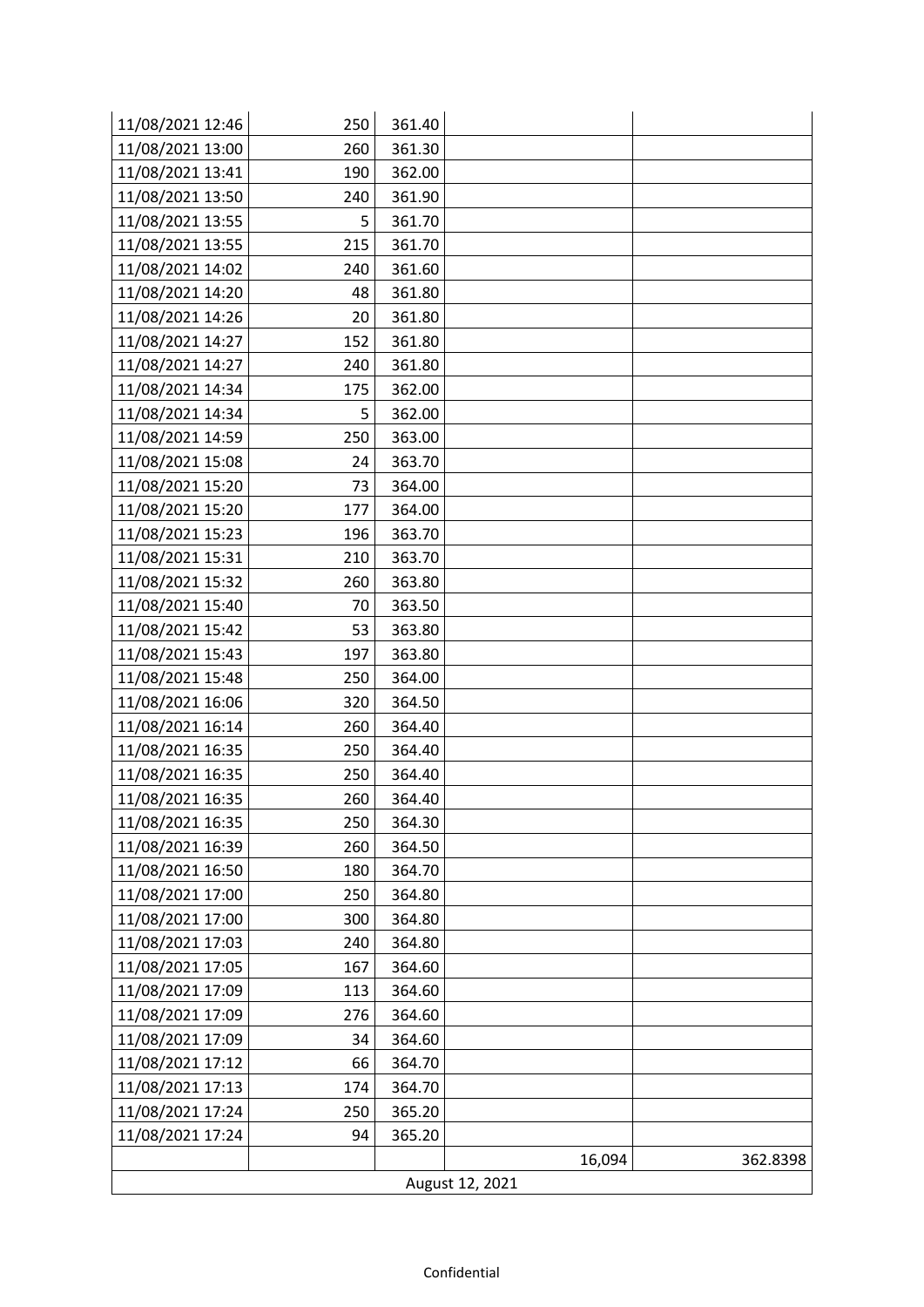| | | | | |
|---|---|---|---|---|
| 11/08/2021 12:46 | 250 | 361.40 | | |
| 11/08/2021 13:00 | 260 | 361.30 | | |
| 11/08/2021 13:41 | 190 | 362.00 | | |
| 11/08/2021 13:50 | 240 | 361.90 | | |
| 11/08/2021 13:55 | 5 | 361.70 | | |
| 11/08/2021 13:55 | 215 | 361.70 | | |
| 11/08/2021 14:02 | 240 | 361.60 | | |
| 11/08/2021 14:20 | 48 | 361.80 | | |
| 11/08/2021 14:26 | 20 | 361.80 | | |
| 11/08/2021 14:27 | 152 | 361.80 | | |
| 11/08/2021 14:27 | 240 | 361.80 | | |
| 11/08/2021 14:34 | 175 | 362.00 | | |
| 11/08/2021 14:34 | 5 | 362.00 | | |
| 11/08/2021 14:59 | 250 | 363.00 | | |
| 11/08/2021 15:08 | 24 | 363.70 | | |
| 11/08/2021 15:20 | 73 | 364.00 | | |
| 11/08/2021 15:20 | 177 | 364.00 | | |
| 11/08/2021 15:23 | 196 | 363.70 | | |
| 11/08/2021 15:31 | 210 | 363.70 | | |
| 11/08/2021 15:32 | 260 | 363.80 | | |
| 11/08/2021 15:40 | 70 | 363.50 | | |
| 11/08/2021 15:42 | 53 | 363.80 | | |
| 11/08/2021 15:43 | 197 | 363.80 | | |
| 11/08/2021 15:48 | 250 | 364.00 | | |
| 11/08/2021 16:06 | 320 | 364.50 | | |
| 11/08/2021 16:14 | 260 | 364.40 | | |
| 11/08/2021 16:35 | 250 | 364.40 | | |
| 11/08/2021 16:35 | 250 | 364.40 | | |
| 11/08/2021 16:35 | 260 | 364.40 | | |
| 11/08/2021 16:35 | 250 | 364.30 | | |
| 11/08/2021 16:39 | 260 | 364.50 | | |
| 11/08/2021 16:50 | 180 | 364.70 | | |
| 11/08/2021 17:00 | 250 | 364.80 | | |
| 11/08/2021 17:00 | 300 | 364.80 | | |
| 11/08/2021 17:03 | 240 | 364.80 | | |
| 11/08/2021 17:05 | 167 | 364.60 | | |
| 11/08/2021 17:09 | 113 | 364.60 | | |
| 11/08/2021 17:09 | 276 | 364.60 | | |
| 11/08/2021 17:09 | 34 | 364.60 | | |
| 11/08/2021 17:12 | 66 | 364.70 | | |
| 11/08/2021 17:13 | 174 | 364.70 | | |
| 11/08/2021 17:24 | 250 | 365.20 | | |
| 11/08/2021 17:24 | 94 | 365.20 | | |
| | | | 16,094 | 362.8398 |
| August 12, 2021 | | | | |

Confidential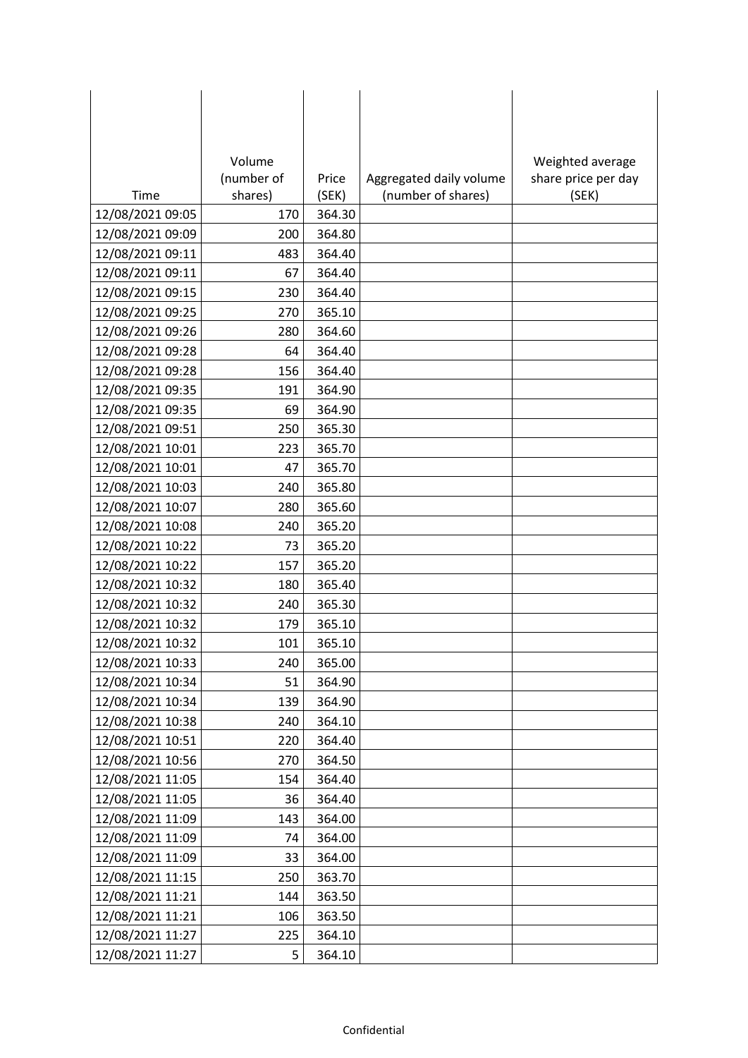| Time | Volume (number of shares) | Price (SEK) | Aggregated daily volume (number of shares) | Weighted average share price per day (SEK) |
| --- | --- | --- | --- | --- |
| 12/08/2021 09:05 | 170 | 364.30 | | |
| 12/08/2021 09:09 | 200 | 364.80 | | |
| 12/08/2021 09:11 | 483 | 364.40 | | |
| 12/08/2021 09:11 | 67 | 364.40 | | |
| 12/08/2021 09:15 | 230 | 364.40 | | |
| 12/08/2021 09:25 | 270 | 365.10 | | |
| 12/08/2021 09:26 | 280 | 364.60 | | |
| 12/08/2021 09:28 | 64 | 364.40 | | |
| 12/08/2021 09:28 | 156 | 364.40 | | |
| 12/08/2021 09:35 | 191 | 364.90 | | |
| 12/08/2021 09:35 | 69 | 364.90 | | |
| 12/08/2021 09:51 | 250 | 365.30 | | |
| 12/08/2021 10:01 | 223 | 365.70 | | |
| 12/08/2021 10:01 | 47 | 365.70 | | |
| 12/08/2021 10:03 | 240 | 365.80 | | |
| 12/08/2021 10:07 | 280 | 365.60 | | |
| 12/08/2021 10:08 | 240 | 365.20 | | |
| 12/08/2021 10:22 | 73 | 365.20 | | |
| 12/08/2021 10:22 | 157 | 365.20 | | |
| 12/08/2021 10:32 | 180 | 365.40 | | |
| 12/08/2021 10:32 | 240 | 365.30 | | |
| 12/08/2021 10:32 | 179 | 365.10 | | |
| 12/08/2021 10:32 | 101 | 365.10 | | |
| 12/08/2021 10:33 | 240 | 365.00 | | |
| 12/08/2021 10:34 | 51 | 364.90 | | |
| 12/08/2021 10:34 | 139 | 364.90 | | |
| 12/08/2021 10:38 | 240 | 364.10 | | |
| 12/08/2021 10:51 | 220 | 364.40 | | |
| 12/08/2021 10:56 | 270 | 364.50 | | |
| 12/08/2021 11:05 | 154 | 364.40 | | |
| 12/08/2021 11:05 | 36 | 364.40 | | |
| 12/08/2021 11:09 | 143 | 364.00 | | |
| 12/08/2021 11:09 | 74 | 364.00 | | |
| 12/08/2021 11:09 | 33 | 364.00 | | |
| 12/08/2021 11:15 | 250 | 363.70 | | |
| 12/08/2021 11:21 | 144 | 363.50 | | |
| 12/08/2021 11:21 | 106 | 363.50 | | |
| 12/08/2021 11:27 | 225 | 364.10 | | |
| 12/08/2021 11:27 | 5 | 364.10 | | |

Confidential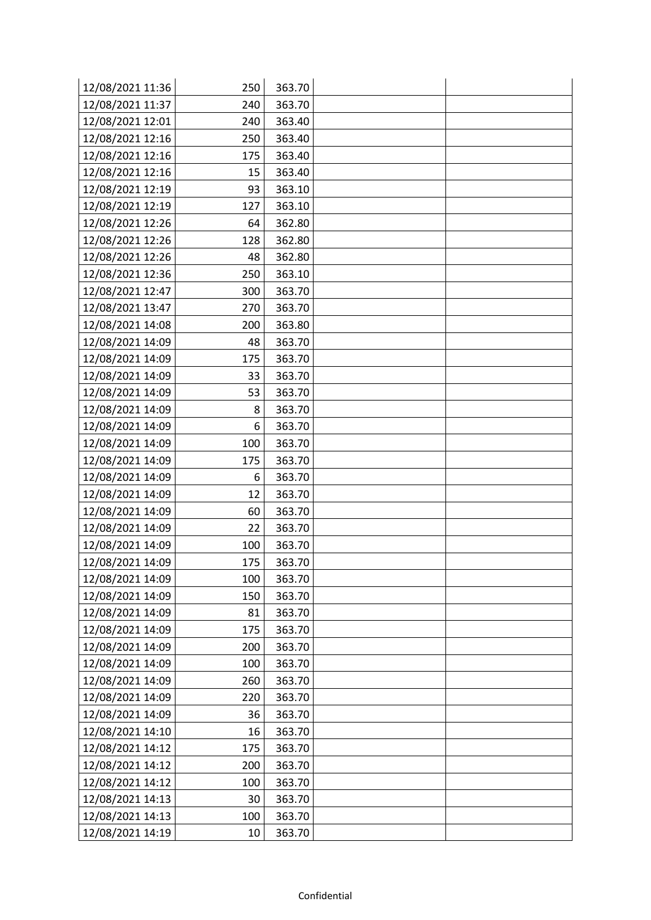| | | | | |
|---|---|---|---|---|
| 12/08/2021 11:36 | 250 | 363.70 | | |
| 12/08/2021 11:37 | 240 | 363.70 | | |
| 12/08/2021 12:01 | 240 | 363.40 | | |
| 12/08/2021 12:16 | 250 | 363.40 | | |
| 12/08/2021 12:16 | 175 | 363.40 | | |
| 12/08/2021 12:16 | 15 | 363.40 | | |
| 12/08/2021 12:19 | 93 | 363.10 | | |
| 12/08/2021 12:19 | 127 | 363.10 | | |
| 12/08/2021 12:26 | 64 | 362.80 | | |
| 12/08/2021 12:26 | 128 | 362.80 | | |
| 12/08/2021 12:26 | 48 | 362.80 | | |
| 12/08/2021 12:36 | 250 | 363.10 | | |
| 12/08/2021 12:47 | 300 | 363.70 | | |
| 12/08/2021 13:47 | 270 | 363.70 | | |
| 12/08/2021 14:08 | 200 | 363.80 | | |
| 12/08/2021 14:09 | 48 | 363.70 | | |
| 12/08/2021 14:09 | 175 | 363.70 | | |
| 12/08/2021 14:09 | 33 | 363.70 | | |
| 12/08/2021 14:09 | 53 | 363.70 | | |
| 12/08/2021 14:09 | 8 | 363.70 | | |
| 12/08/2021 14:09 | 6 | 363.70 | | |
| 12/08/2021 14:09 | 100 | 363.70 | | |
| 12/08/2021 14:09 | 175 | 363.70 | | |
| 12/08/2021 14:09 | 6 | 363.70 | | |
| 12/08/2021 14:09 | 12 | 363.70 | | |
| 12/08/2021 14:09 | 60 | 363.70 | | |
| 12/08/2021 14:09 | 22 | 363.70 | | |
| 12/08/2021 14:09 | 100 | 363.70 | | |
| 12/08/2021 14:09 | 175 | 363.70 | | |
| 12/08/2021 14:09 | 100 | 363.70 | | |
| 12/08/2021 14:09 | 150 | 363.70 | | |
| 12/08/2021 14:09 | 81 | 363.70 | | |
| 12/08/2021 14:09 | 175 | 363.70 | | |
| 12/08/2021 14:09 | 200 | 363.70 | | |
| 12/08/2021 14:09 | 100 | 363.70 | | |
| 12/08/2021 14:09 | 260 | 363.70 | | |
| 12/08/2021 14:09 | 220 | 363.70 | | |
| 12/08/2021 14:09 | 36 | 363.70 | | |
| 12/08/2021 14:10 | 16 | 363.70 | | |
| 12/08/2021 14:12 | 175 | 363.70 | | |
| 12/08/2021 14:12 | 200 | 363.70 | | |
| 12/08/2021 14:12 | 100 | 363.70 | | |
| 12/08/2021 14:13 | 30 | 363.70 | | |
| 12/08/2021 14:13 | 100 | 363.70 | | |
| 12/08/2021 14:19 | 10 | 363.70 | | |

Confidential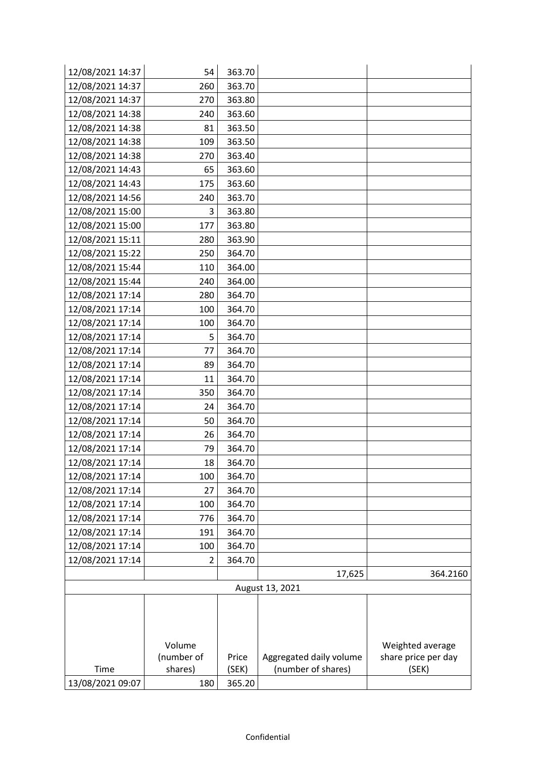| | | | | |
|---|---|---|---|---|
| 12/08/2021 14:37 | 54 | 363.70 | | |
| 12/08/2021 14:37 | 260 | 363.70 | | |
| 12/08/2021 14:37 | 270 | 363.80 | | |
| 12/08/2021 14:38 | 240 | 363.60 | | |
| 12/08/2021 14:38 | 81 | 363.50 | | |
| 12/08/2021 14:38 | 109 | 363.50 | | |
| 12/08/2021 14:38 | 270 | 363.40 | | |
| 12/08/2021 14:43 | 65 | 363.60 | | |
| 12/08/2021 14:43 | 175 | 363.60 | | |
| 12/08/2021 14:56 | 240 | 363.70 | | |
| 12/08/2021 15:00 | 3 | 363.80 | | |
| 12/08/2021 15:00 | 177 | 363.80 | | |
| 12/08/2021 15:11 | 280 | 363.90 | | |
| 12/08/2021 15:22 | 250 | 364.70 | | |
| 12/08/2021 15:44 | 110 | 364.00 | | |
| 12/08/2021 15:44 | 240 | 364.00 | | |
| 12/08/2021 17:14 | 280 | 364.70 | | |
| 12/08/2021 17:14 | 100 | 364.70 | | |
| 12/08/2021 17:14 | 100 | 364.70 | | |
| 12/08/2021 17:14 | 5 | 364.70 | | |
| 12/08/2021 17:14 | 77 | 364.70 | | |
| 12/08/2021 17:14 | 89 | 364.70 | | |
| 12/08/2021 17:14 | 11 | 364.70 | | |
| 12/08/2021 17:14 | 350 | 364.70 | | |
| 12/08/2021 17:14 | 24 | 364.70 | | |
| 12/08/2021 17:14 | 50 | 364.70 | | |
| 12/08/2021 17:14 | 26 | 364.70 | | |
| 12/08/2021 17:14 | 79 | 364.70 | | |
| 12/08/2021 17:14 | 18 | 364.70 | | |
| 12/08/2021 17:14 | 100 | 364.70 | | |
| 12/08/2021 17:14 | 27 | 364.70 | | |
| 12/08/2021 17:14 | 100 | 364.70 | | |
| 12/08/2021 17:14 | 776 | 364.70 | | |
| 12/08/2021 17:14 | 191 | 364.70 | | |
| 12/08/2021 17:14 | 100 | 364.70 | | |
| 12/08/2021 17:14 | 2 | 364.70 | | |
| | | | 17,625 | 364.2160 |

August 13, 2021

| Time | Volume (number of shares) | Price (SEK) | Aggregated daily volume (number of shares) | Weighted average share price per day (SEK) |
|---|---|---|---|---|
| 13/08/2021 09:07 | 180 | 365.20 | | |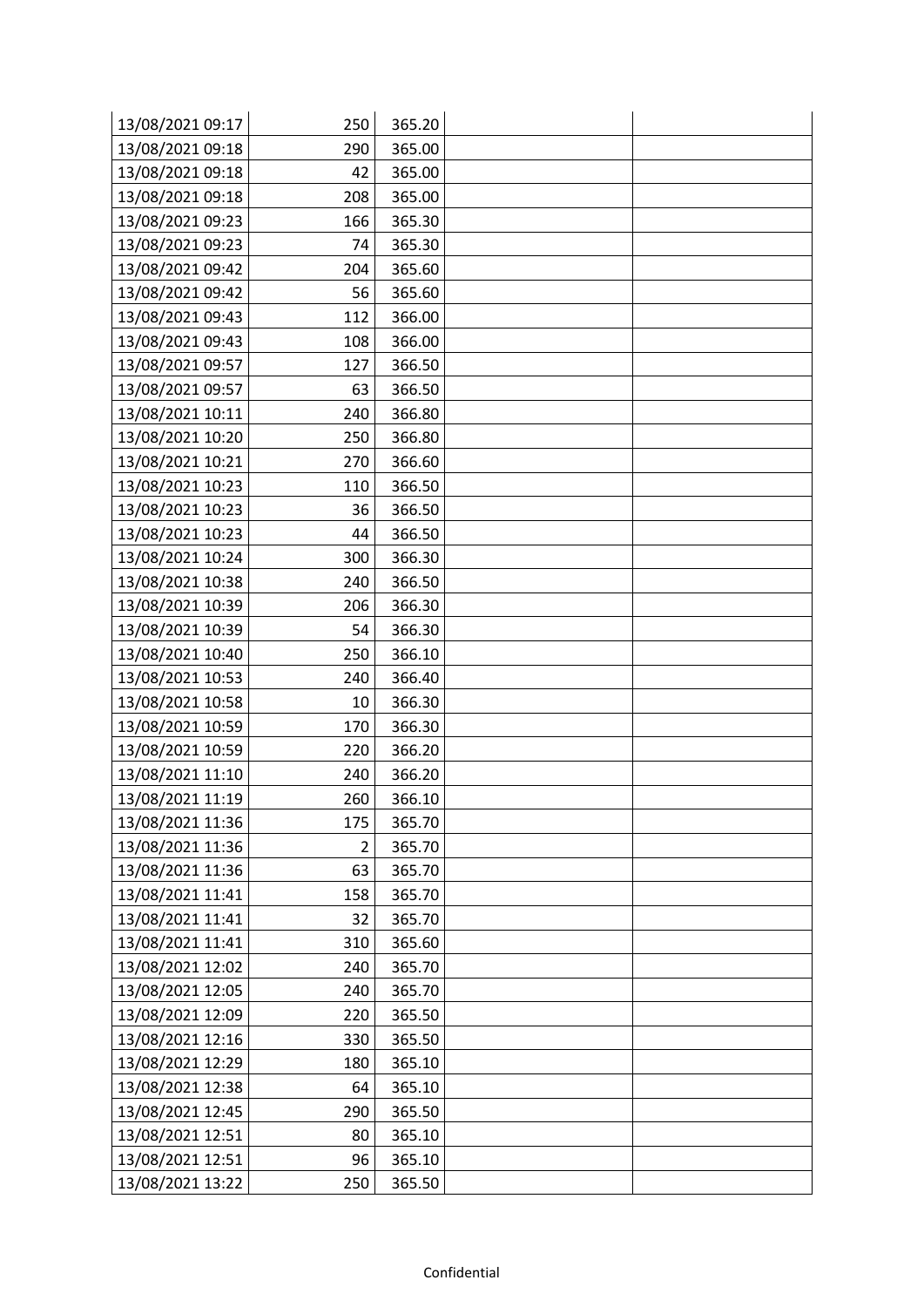| | | | | |
|---|---|---|---|---|
| 13/08/2021 09:17 | 250 | 365.20 | | |
| 13/08/2021 09:18 | 290 | 365.00 | | |
| 13/08/2021 09:18 | 42 | 365.00 | | |
| 13/08/2021 09:18 | 208 | 365.00 | | |
| 13/08/2021 09:23 | 166 | 365.30 | | |
| 13/08/2021 09:23 | 74 | 365.30 | | |
| 13/08/2021 09:42 | 204 | 365.60 | | |
| 13/08/2021 09:42 | 56 | 365.60 | | |
| 13/08/2021 09:43 | 112 | 366.00 | | |
| 13/08/2021 09:43 | 108 | 366.00 | | |
| 13/08/2021 09:57 | 127 | 366.50 | | |
| 13/08/2021 09:57 | 63 | 366.50 | | |
| 13/08/2021 10:11 | 240 | 366.80 | | |
| 13/08/2021 10:20 | 250 | 366.80 | | |
| 13/08/2021 10:21 | 270 | 366.60 | | |
| 13/08/2021 10:23 | 110 | 366.50 | | |
| 13/08/2021 10:23 | 36 | 366.50 | | |
| 13/08/2021 10:23 | 44 | 366.50 | | |
| 13/08/2021 10:24 | 300 | 366.30 | | |
| 13/08/2021 10:38 | 240 | 366.50 | | |
| 13/08/2021 10:39 | 206 | 366.30 | | |
| 13/08/2021 10:39 | 54 | 366.30 | | |
| 13/08/2021 10:40 | 250 | 366.10 | | |
| 13/08/2021 10:53 | 240 | 366.40 | | |
| 13/08/2021 10:58 | 10 | 366.30 | | |
| 13/08/2021 10:59 | 170 | 366.30 | | |
| 13/08/2021 10:59 | 220 | 366.20 | | |
| 13/08/2021 11:10 | 240 | 366.20 | | |
| 13/08/2021 11:19 | 260 | 366.10 | | |
| 13/08/2021 11:36 | 175 | 365.70 | | |
| 13/08/2021 11:36 | 2 | 365.70 | | |
| 13/08/2021 11:36 | 63 | 365.70 | | |
| 13/08/2021 11:41 | 158 | 365.70 | | |
| 13/08/2021 11:41 | 32 | 365.70 | | |
| 13/08/2021 11:41 | 310 | 365.60 | | |
| 13/08/2021 12:02 | 240 | 365.70 | | |
| 13/08/2021 12:05 | 240 | 365.70 | | |
| 13/08/2021 12:09 | 220 | 365.50 | | |
| 13/08/2021 12:16 | 330 | 365.50 | | |
| 13/08/2021 12:29 | 180 | 365.10 | | |
| 13/08/2021 12:38 | 64 | 365.10 | | |
| 13/08/2021 12:45 | 290 | 365.50 | | |
| 13/08/2021 12:51 | 80 | 365.10 | | |
| 13/08/2021 12:51 | 96 | 365.10 | | |
| 13/08/2021 13:22 | 250 | 365.50 | | |

Confidential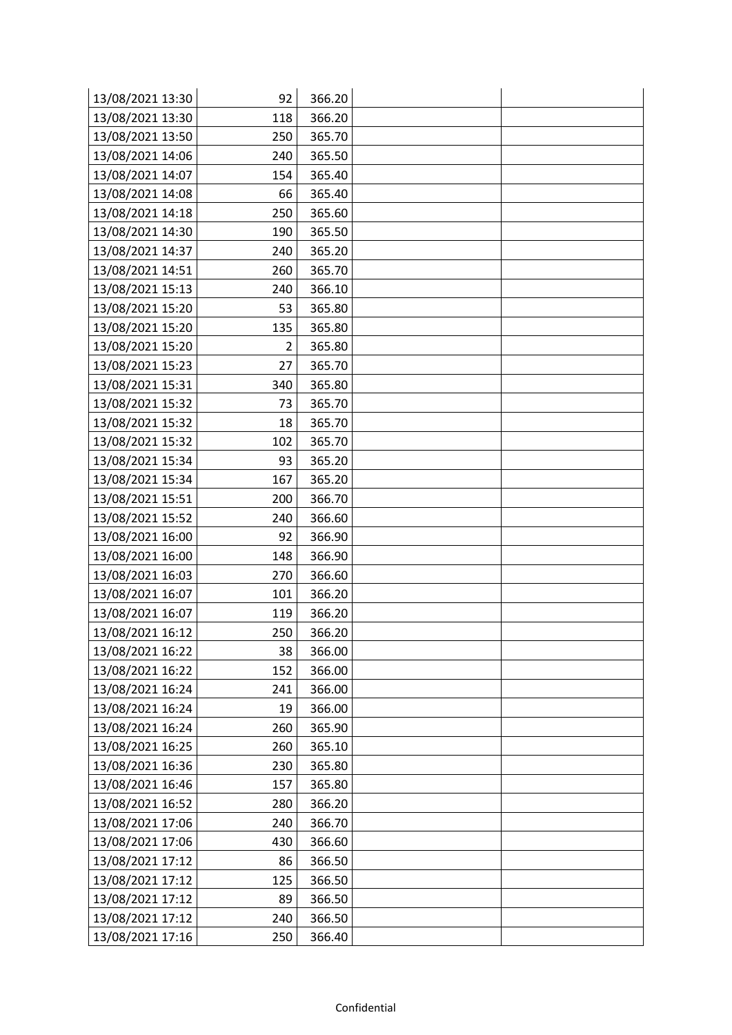| | | | | |
|---|---|---|---|---|
| 13/08/2021 13:30 | 92 | 366.20 | | |
| 13/08/2021 13:30 | 118 | 366.20 | | |
| 13/08/2021 13:50 | 250 | 365.70 | | |
| 13/08/2021 14:06 | 240 | 365.50 | | |
| 13/08/2021 14:07 | 154 | 365.40 | | |
| 13/08/2021 14:08 | 66 | 365.40 | | |
| 13/08/2021 14:18 | 250 | 365.60 | | |
| 13/08/2021 14:30 | 190 | 365.50 | | |
| 13/08/2021 14:37 | 240 | 365.20 | | |
| 13/08/2021 14:51 | 260 | 365.70 | | |
| 13/08/2021 15:13 | 240 | 366.10 | | |
| 13/08/2021 15:20 | 53 | 365.80 | | |
| 13/08/2021 15:20 | 135 | 365.80 | | |
| 13/08/2021 15:20 | 2 | 365.80 | | |
| 13/08/2021 15:23 | 27 | 365.70 | | |
| 13/08/2021 15:31 | 340 | 365.80 | | |
| 13/08/2021 15:32 | 73 | 365.70 | | |
| 13/08/2021 15:32 | 18 | 365.70 | | |
| 13/08/2021 15:32 | 102 | 365.70 | | |
| 13/08/2021 15:34 | 93 | 365.20 | | |
| 13/08/2021 15:34 | 167 | 365.20 | | |
| 13/08/2021 15:51 | 200 | 366.70 | | |
| 13/08/2021 15:52 | 240 | 366.60 | | |
| 13/08/2021 16:00 | 92 | 366.90 | | |
| 13/08/2021 16:00 | 148 | 366.90 | | |
| 13/08/2021 16:03 | 270 | 366.60 | | |
| 13/08/2021 16:07 | 101 | 366.20 | | |
| 13/08/2021 16:07 | 119 | 366.20 | | |
| 13/08/2021 16:12 | 250 | 366.20 | | |
| 13/08/2021 16:22 | 38 | 366.00 | | |
| 13/08/2021 16:22 | 152 | 366.00 | | |
| 13/08/2021 16:24 | 241 | 366.00 | | |
| 13/08/2021 16:24 | 19 | 366.00 | | |
| 13/08/2021 16:24 | 260 | 365.90 | | |
| 13/08/2021 16:25 | 260 | 365.10 | | |
| 13/08/2021 16:36 | 230 | 365.80 | | |
| 13/08/2021 16:46 | 157 | 365.80 | | |
| 13/08/2021 16:52 | 280 | 366.20 | | |
| 13/08/2021 17:06 | 240 | 366.70 | | |
| 13/08/2021 17:06 | 430 | 366.60 | | |
| 13/08/2021 17:12 | 86 | 366.50 | | |
| 13/08/2021 17:12 | 125 | 366.50 | | |
| 13/08/2021 17:12 | 89 | 366.50 | | |
| 13/08/2021 17:12 | 240 | 366.50 | | |
| 13/08/2021 17:16 | 250 | 366.40 | | |

Confidential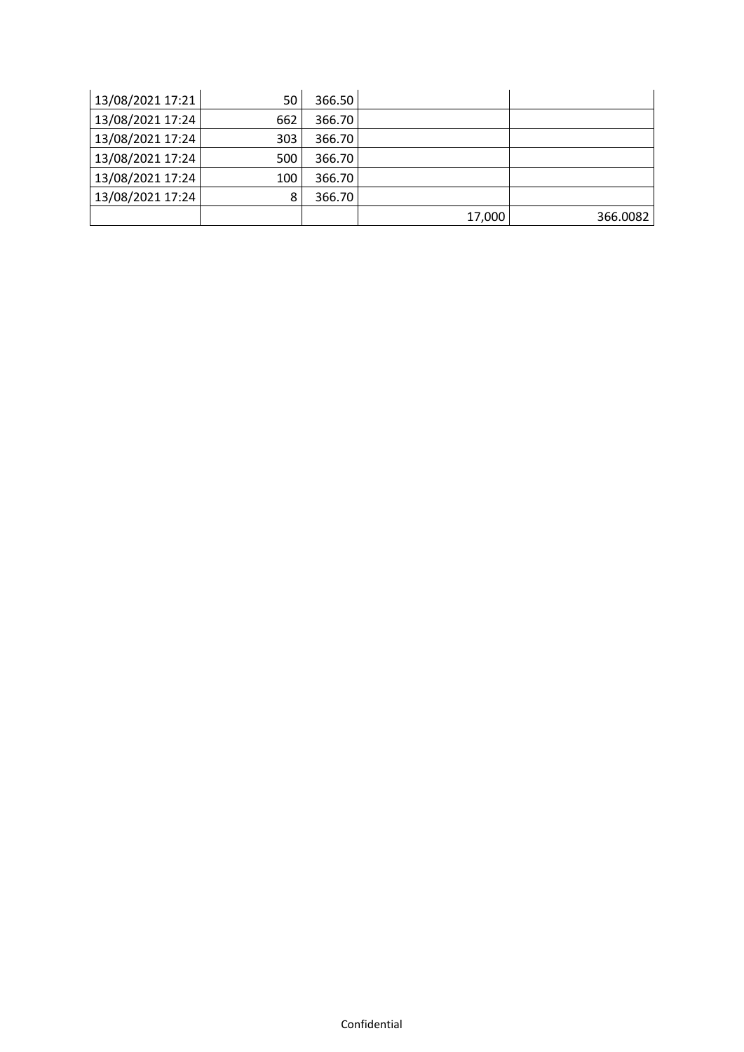| | | | | |
|---|---|---|---|---|
| 13/08/2021 17:21 | 50 | 366.50 | | |
| 13/08/2021 17:24 | 662 | 366.70 | | |
| 13/08/2021 17:24 | 303 | 366.70 | | |
| 13/08/2021 17:24 | 500 | 366.70 | | |
| 13/08/2021 17:24 | 100 | 366.70 | | |
| 13/08/2021 17:24 | 8 | 366.70 | | |
| | | | 17,000 | 366.0082 |

Confidential